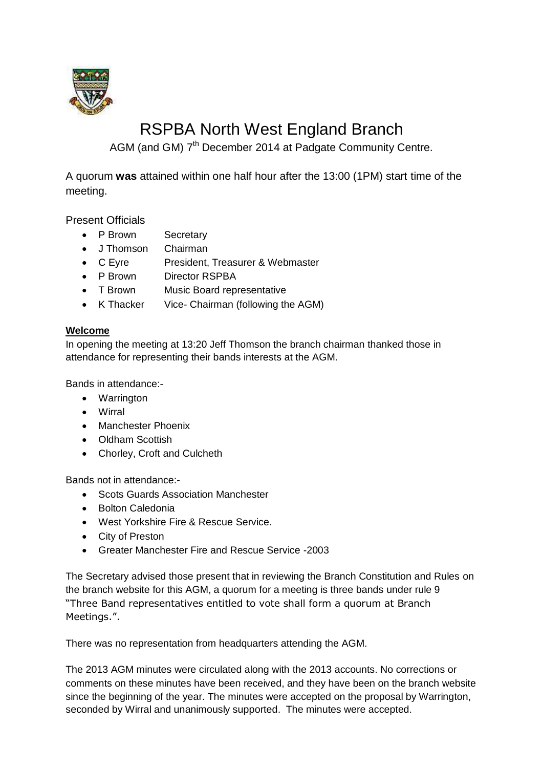# RSPBA North West England Branch

AGM (and GM) 7th December 2014 at Padgate Community Centre.

A quorum **was** attained within one half hour after the 13:00 (1PM) start time of the meeting.

Present Officials

- P Brown Secretary
- J Thomson Chairman
- C Eyre President, Treasurer & Webmaster
- P Brown Director RSPBA
- T Brown Music Board representative
- K Thacker Vice- Chairman (following the AGM)

**Welcome**

In opening the meeting at 13:20 Jeff Thomson the branch chairman thanked those in attendance for representing their bands interests at the AGM.

Bands in attendance:-

- Warrington
- Wirral
- Manchester Phoenix
- Oldham Scottish
- Chorley, Croft and Culcheth

Bands not in attendance:-

- Scots Guards Association Manchester
- Bolton Caledonia
- West Yorkshire Fire & Rescue Service.
- City of Preston
- Greater Manchester Fire and Rescue Service -2003

The Secretary advised those present that in reviewing the Branch Constitution and Rules on the branch website for this AGM, a quorum for a meeting is three bands under rule 9 "Three Band representatives entitled to vote shall form a quorum at Branch Meetings.".

There was no representation from headquarters attending the AGM.

The 2013 AGM minutes were circulated along with the 2013 accounts. No corrections or comments on these minutes have been received, and they have been on the branch website since the beginning of the year. The minutes were accepted on the proposal by Warrington, seconded by Wirral and unanimously supported. The minutes were accepted.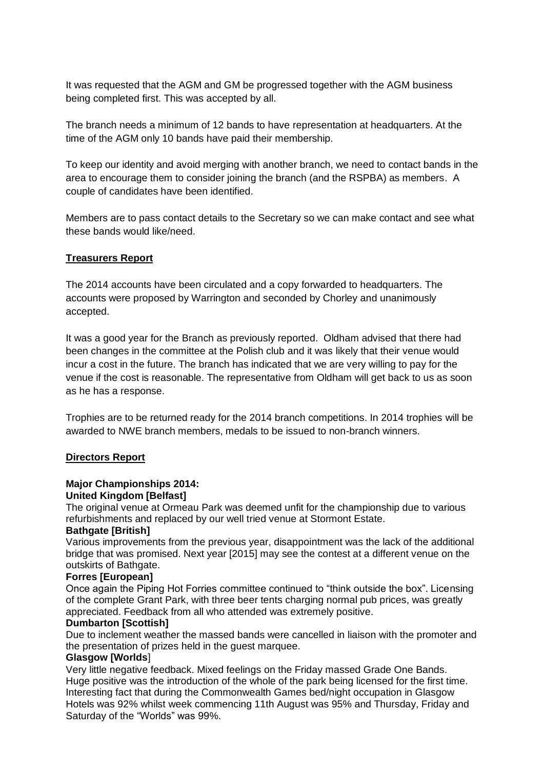It was requested that the AGM and GM be progressed together with the AGM business being completed first. This was accepted by all.

The branch needs a minimum of 12 bands to have representation at headquarters. At the time of the AGM only 10 bands have paid their membership.

To keep our identity and avoid merging with another branch, we need to contact bands in the area to encourage them to consider joining the branch (and the RSPBA) as members. A couple of candidates have been identified.

Members are to pass contact details to the Secretary so we can make contact and see what these bands would like/need.

**Treasurers Report**

The 2014 accounts have been circulated and a copy forwarded to headquarters. The accounts were proposed by Warrington and seconded by Chorley and unanimously accepted.

It was a good year for the Branch as previously reported. Oldham advised that there had been changes in the committee at the Polish club and it was likely that their venue would incur a cost in the future. The branch has indicated that we are very willing to pay for the venue if the cost is reasonable. The representative from Oldham will get back to us as soon as he has a response.

Trophies are to be returned ready for the 2014 branch competitions. In 2014 trophies will be awarded to NWE branch members, medals to be issued to non-branch winners.

**Directors Report**

**Major Championships 2014:**
**United Kingdom [Belfast]**
The original venue at Ormeau Park was deemed unfit for the championship due to various refurbishments and replaced by our well tried venue at Stormont Estate.
**Bathgate [British]**
Various improvements from the previous year, disappointment was the lack of the additional bridge that was promised. Next year [2015] may see the contest at a different venue on the outskirts of Bathgate.
**Forres [European]**
Once again the Piping Hot Forries committee continued to "think outside the box". Licensing of the complete Grant Park, with three beer tents charging normal pub prices, was greatly appreciated. Feedback from all who attended was extremely positive.
**Dumbarton [Scottish]**
Due to inclement weather the massed bands were cancelled in liaison with the promoter and the presentation of prizes held in the guest marquee.
**Glasgow [Worlds]**
Very little negative feedback. Mixed feelings on the Friday massed Grade One Bands. Huge positive was the introduction of the whole of the park being licensed for the first time. Interesting fact that during the Commonwealth Games bed/night occupation in Glasgow Hotels was 92% whilst week commencing 11th August was 95% and Thursday, Friday and Saturday of the "Worlds" was 99%.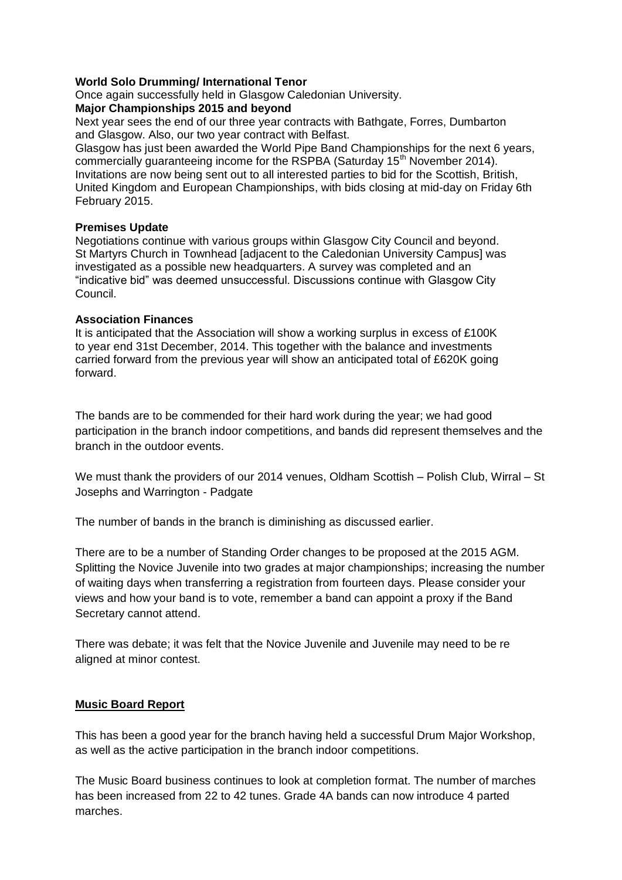**World Solo Drumming/ International Tenor**

Once again successfully held in Glasgow Caledonian University.

**Major Championships 2015 and beyond**

Next year sees the end of our three year contracts with Bathgate, Forres, Dumbarton and Glasgow. Also, our two year contract with Belfast.

Glasgow has just been awarded the World Pipe Band Championships for the next 6 years, commercially guaranteeing income for the RSPBA (Saturday 15th November 2014).

Invitations are now being sent out to all interested parties to bid for the Scottish, British, United Kingdom and European Championships, with bids closing at mid-day on Friday 6th February 2015.

**Premises Update**

Negotiations continue with various groups within Glasgow City Council and beyond. St Martyrs Church in Townhead [adjacent to the Caledonian University Campus] was investigated as a possible new headquarters. A survey was completed and an "indicative bid" was deemed unsuccessful. Discussions continue with Glasgow City Council.

**Association Finances**

It is anticipated that the Association will show a working surplus in excess of £100K to year end 31st December, 2014. This together with the balance and investments carried forward from the previous year will show an anticipated total of £620K going forward.

The bands are to be commended for their hard work during the year; we had good participation in the branch indoor competitions, and bands did represent themselves and the branch in the outdoor events.

We must thank the providers of our 2014 venues, Oldham Scottish – Polish Club, Wirral – St Josephs and Warrington - Padgate

The number of bands in the branch is diminishing as discussed earlier.

There are to be a number of Standing Order changes to be proposed at the 2015 AGM. Splitting the Novice Juvenile into two grades at major championships; increasing the number of waiting days when transferring a registration from fourteen days. Please consider your views and how your band is to vote, remember a band can appoint a proxy if the Band Secretary cannot attend.

There was debate; it was felt that the Novice Juvenile and Juvenile may need to be re aligned at minor contest.

## Music Board Report

This has been a good year for the branch having held a successful Drum Major Workshop, as well as the active participation in the branch indoor competitions.

The Music Board business continues to look at completion format. The number of marches has been increased from 22 to 42 tunes. Grade 4A bands can now introduce 4 parted marches.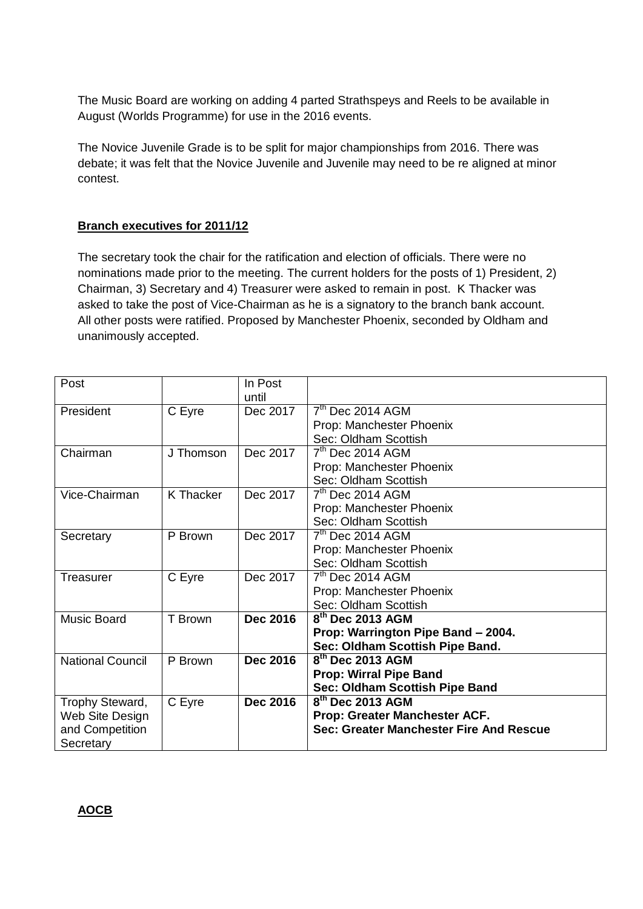The Music Board are working on adding 4 parted Strathspeys and Reels to be available in August (Worlds Programme) for use in the 2016 events.

The Novice Juvenile Grade is to be split for major championships from 2016. There was debate; it was felt that the Novice Juvenile and Juvenile may need to be re aligned at minor contest.

**Branch executives for 2011/12**

The secretary took the chair for the ratification and election of officials. There were no nominations made prior to the meeting. The current holders for the posts of 1) President, 2) Chairman, 3) Secretary and 4) Treasurer were asked to remain in post. K Thacker was asked to take the post of Vice-Chairman as he is a signatory to the branch bank account. All other posts were ratified. Proposed by Manchester Phoenix, seconded by Oldham and unanimously accepted.

| Post | | In Post until | |
|---|---|---|---|
| President | C Eyre | Dec 2017 | 7th Dec 2014 AGM<br>Prop: Manchester Phoenix<br>Sec: Oldham Scottish |
| Chairman | J Thomson | Dec 2017 | 7th Dec 2014 AGM<br>Prop: Manchester Phoenix<br>Sec: Oldham Scottish |
| Vice-Chairman | K Thacker | Dec 2017 | 7th Dec 2014 AGM<br>Prop: Manchester Phoenix<br>Sec: Oldham Scottish |
| Secretary | P Brown | Dec 2017 | 7th Dec 2014 AGM<br>Prop: Manchester Phoenix<br>Sec: Oldham Scottish |
| Treasurer | C Eyre | Dec 2017 | 7th Dec 2014 AGM<br>Prop: Manchester Phoenix<br>Sec: Oldham Scottish |
| Music Board | T Brown | **Dec 2016** | **8th Dec 2013 AGM**<br>**Prop: Warrington Pipe Band – 2004.**<br>**Sec: Oldham Scottish Pipe Band.** |
| National Council | P Brown | **Dec 2016** | **8th Dec 2013 AGM**<br>**Prop: Wirral Pipe Band**<br>**Sec: Oldham Scottish Pipe Band** |
| Trophy Steward, Web Site Design and Competition Secretary | C Eyre | **Dec 2016** | **8th Dec 2013 AGM**<br>**Prop: Greater Manchester ACF.**<br>**Sec: Greater Manchester Fire And Rescue** |

**AOCB**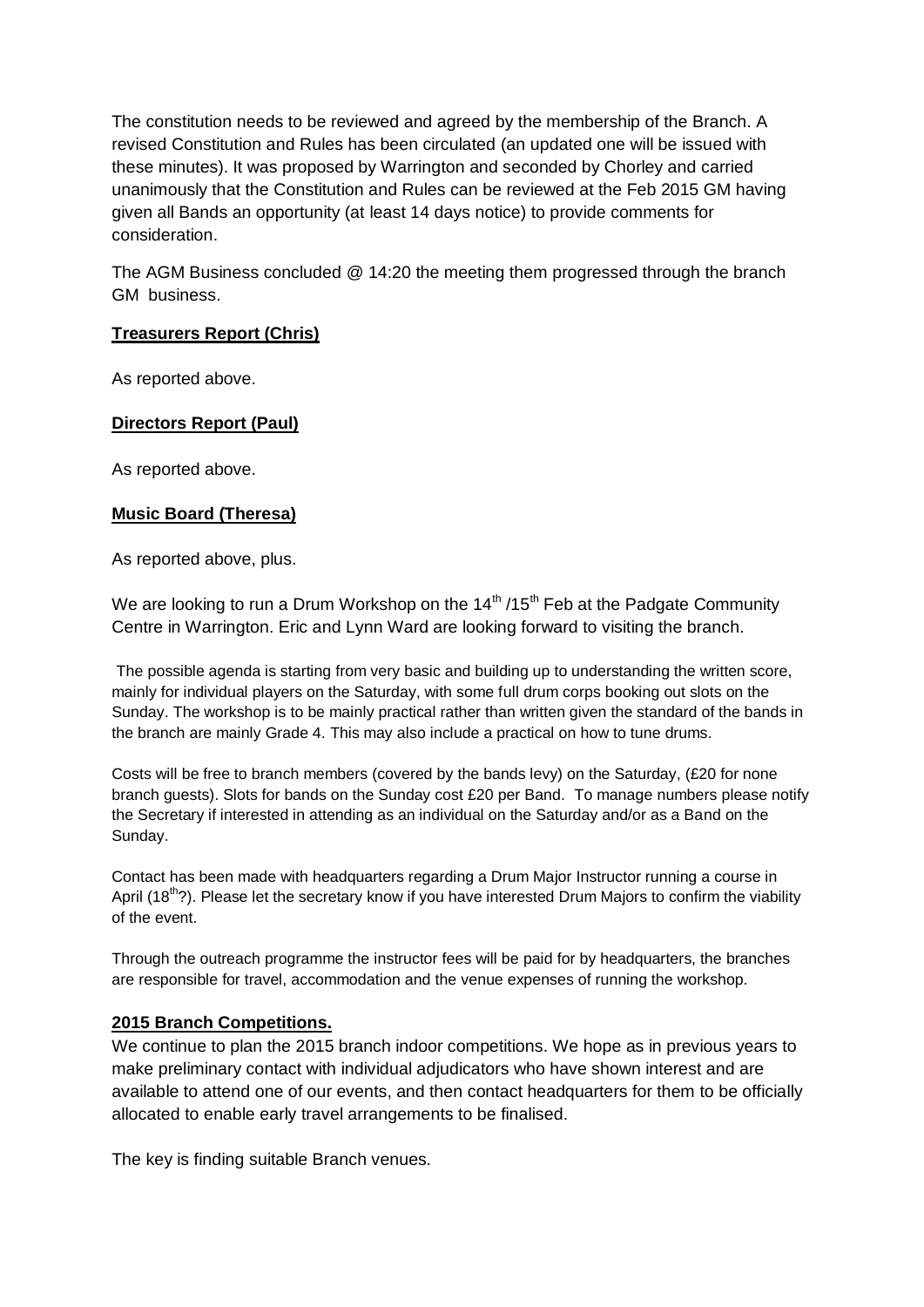The constitution needs to be reviewed and agreed by the membership of the Branch. A revised Constitution and Rules has been circulated (an updated one will be issued with these minutes). It was proposed by Warrington and seconded by Chorley and carried unanimously that the Constitution and Rules can be reviewed at the Feb 2015 GM having given all Bands an opportunity (at least 14 days notice) to provide comments for consideration.

The AGM Business concluded @ 14:20 the meeting them progressed through the branch GM business.

**Treasurers Report (Chris)**

As reported above.

**Directors Report (Paul)**

As reported above.

**Music Board (Theresa)**

As reported above, plus.

We are looking to run a Drum Workshop on the 14th /15th Feb at the Padgate Community Centre in Warrington. Eric and Lynn Ward are looking forward to visiting the branch.

The possible agenda is starting from very basic and building up to understanding the written score, mainly for individual players on the Saturday, with some full drum corps booking out slots on the Sunday. The workshop is to be mainly practical rather than written given the standard of the bands in the branch are mainly Grade 4. This may also include a practical on how to tune drums.

Costs will be free to branch members (covered by the bands levy) on the Saturday, (£20 for none branch guests). Slots for bands on the Sunday cost £20 per Band. To manage numbers please notify the Secretary if interested in attending as an individual on the Saturday and/or as a Band on the Sunday.

Contact has been made with headquarters regarding a Drum Major Instructor running a course in April (18th?). Please let the secretary know if you have interested Drum Majors to confirm the viability of the event.

Through the outreach programme the instructor fees will be paid for by headquarters, the branches are responsible for travel, accommodation and the venue expenses of running the workshop.

**2015 Branch Competitions.**

We continue to plan the 2015 branch indoor competitions. We hope as in previous years to make preliminary contact with individual adjudicators who have shown interest and are available to attend one of our events, and then contact headquarters for them to be officially allocated to enable early travel arrangements to be finalised.

The key is finding suitable Branch venues.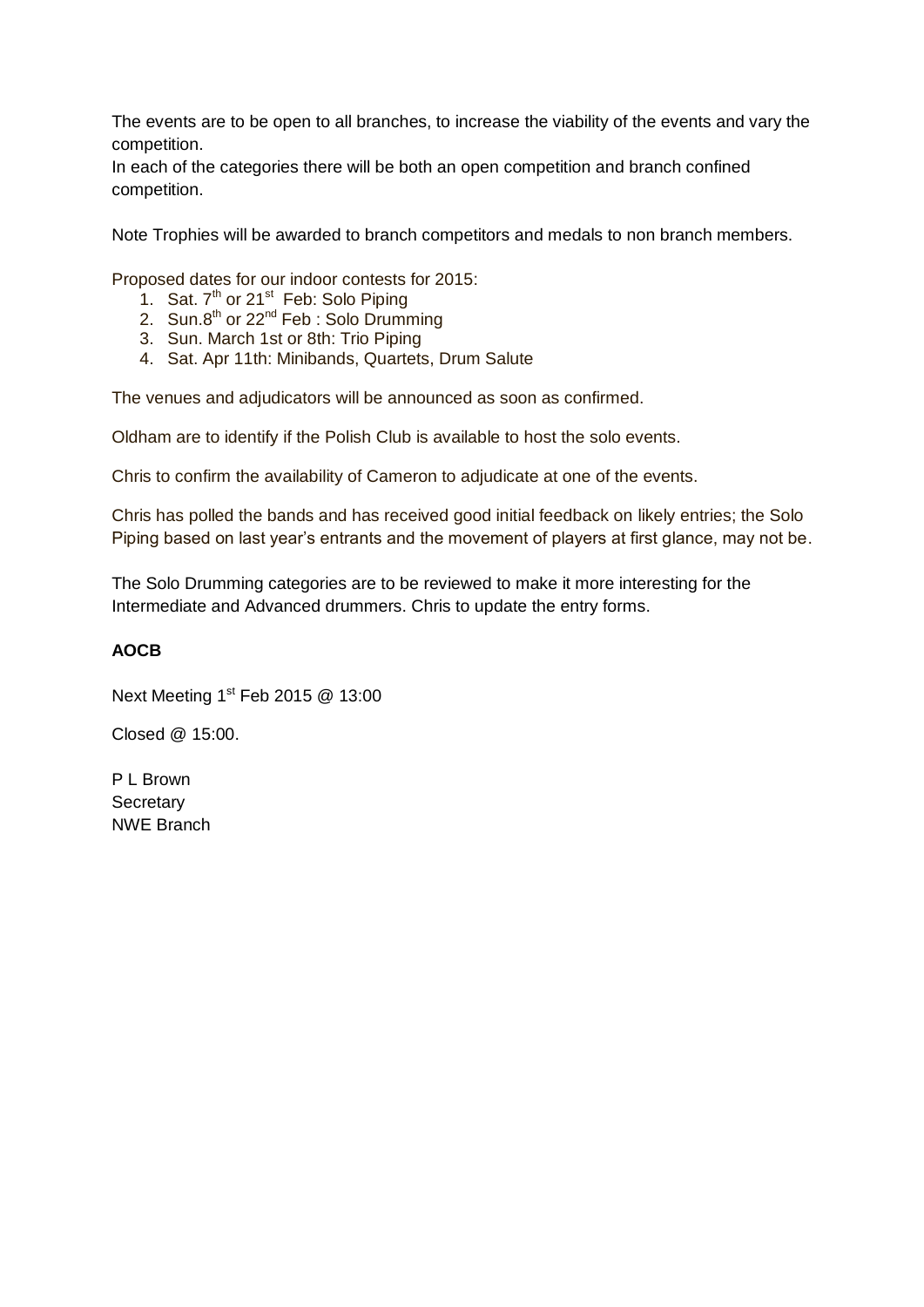The events are to be open to all branches, to increase the viability of the events and vary the competition.
In each of the categories there will be both an open competition and branch confined competition.

Note Trophies will be awarded to branch competitors and medals to non branch members.

Proposed dates for our indoor contests for 2015:

1. Sat. 7th or 21st Feb: Solo Piping
2. Sun.8th or 22nd Feb : Solo Drumming
3. Sun. March 1st or 8th: Trio Piping
4. Sat. Apr 11th: Minibands, Quartets, Drum Salute

The venues and adjudicators will be announced as soon as confirmed.

Oldham are to identify if the Polish Club is available to host the solo events.

Chris to confirm the availability of Cameron to adjudicate at one of the events.

Chris has polled the bands and has received good initial feedback on likely entries; the Solo Piping based on last year's entrants and the movement of players at first glance, may not be.

The Solo Drumming categories are to be reviewed to make it more interesting for the Intermediate and Advanced drummers. Chris to update the entry forms.

**AOCB**

Next Meeting 1st Feb 2015 @ 13:00

Closed @ 15:00.

P L Brown
Secretary
NWE Branch